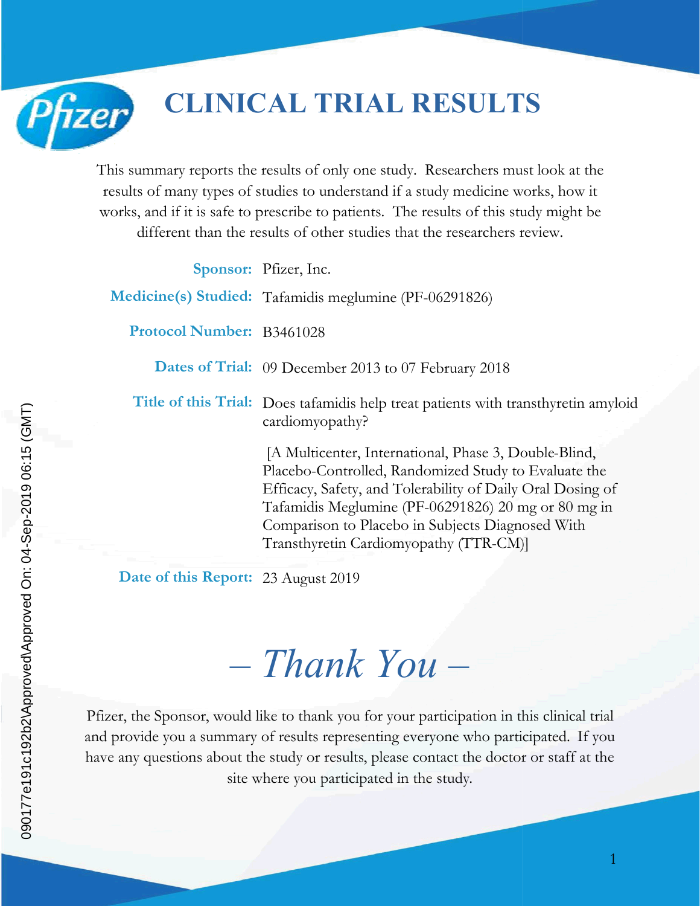# CLINICAL TRIAL RESULTS

This summary reports the results of only one study. Researchers must look at the results of many types of studies to understand if a study medicine works, how it works, and if it is safe to prescribe to patients. The results of this study might be different than the results of other studies that the researchers review.

**Sponsor:** Pfizer, Inc.

**Medicine(s) Studied:** Tafamidis meglumine (PF-06291826)

**Protocol Number:** B3461028

**Dates of Trial:** 09 December 2013 to 07 February 2018

**Title of this Trial:** Does tafamidis help treat patients with transthyretin amyloid cardiomyopathy?

[A Multicenter, International, Phase 3, Double-Blind, Placebo-Controlled, Randomized Study to Evaluate the Efficacy, Safety, and Tolerability of Daily Oral Dosing of Tafamidis Meglumine (PF-06291826) 20 mg or 80 mg in Comparison to Placebo in Subjects Diagnosed With Transthyretin Cardiomyopathy (TTR-CM)]

**Date of this Report:** 23 August 2019

## *– Thank You –*

Pfizer, the Sponsor, would like to thank you for your participation in this clinical trial and provide you a summary of results representing everyone who participated. If you have any questions about the study or results, please contact the doctor or staff at the site where you participated in the study.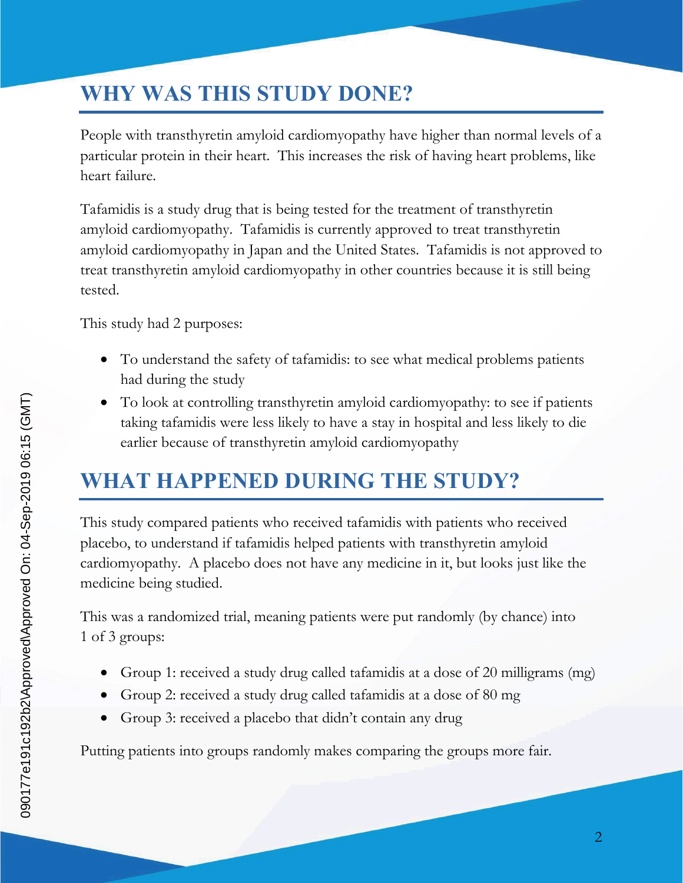## WHY WAS THIS STUDY DONE?

People with transthyretin amyloid cardiomyopathy have higher than normal levels of a particular protein in their heart. This increases the risk of having heart problems, like heart failure.

Tafamidis is a study drug that is being tested for the treatment of transthyretin amyloid cardiomyopathy. Tafamidis is currently approved to treat transthyretin amyloid cardiomyopathy in Japan and the United States. Tafamidis is not approved to treat transthyretin amyloid cardiomyopathy in other countries because it is still being tested.

This study had 2 purposes:

- To understand the safety of tafamidis: to see what medical problems patients had during the study
- To look at controlling transthyretin amyloid cardiomyopathy: to see if patients taking tafamidis were less likely to have a stay in hospital and less likely to die earlier because of transthyretin amyloid cardiomyopathy

## WHAT HAPPENED DURING THE STUDY?

This study compared patients who received tafamidis with patients who received placebo, to understand if tafamidis helped patients with transthyretin amyloid cardiomyopathy. A placebo does not have any medicine in it, but looks just like the medicine being studied.

This was a randomized trial, meaning patients were put randomly (by chance) into 1 of 3 groups:

- Group 1: received a study drug called tafamidis at a dose of 20 milligrams (mg)
- Group 2: received a study drug called tafamidis at a dose of 80 mg
- Group 3: received a placebo that didn't contain any drug

Putting patients into groups randomly makes comparing the groups more fair.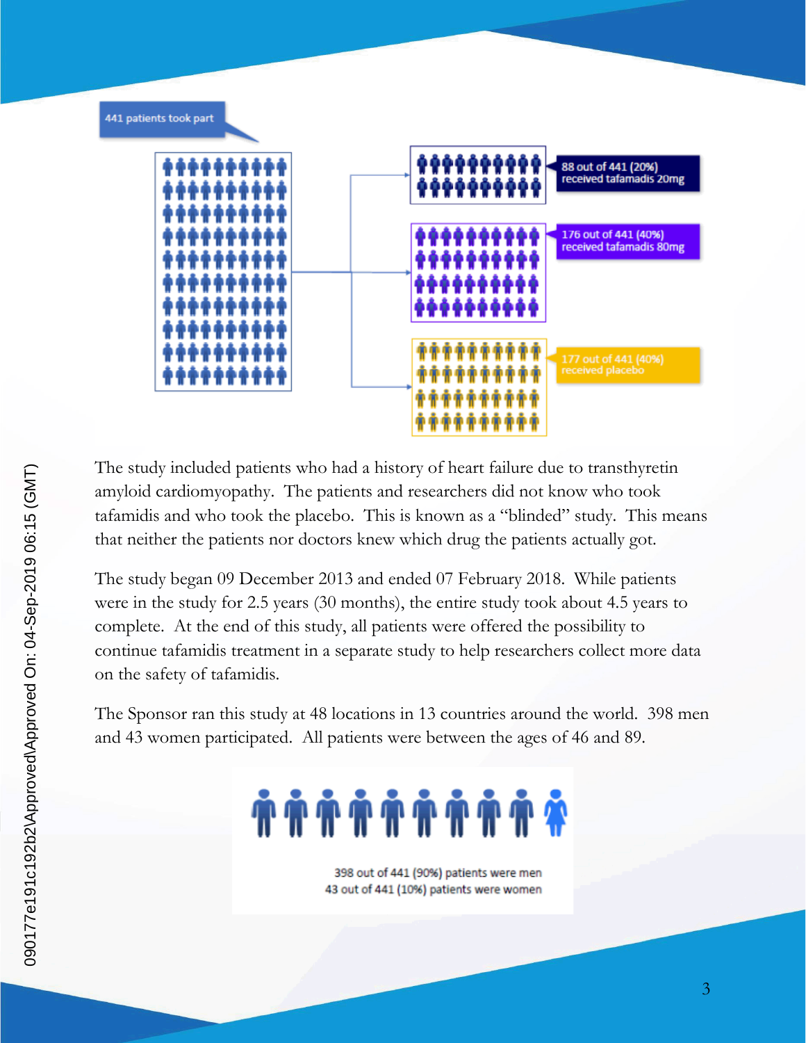441 patients took part

88 out of 441 (20%) received tafamadis 20mg

176 out of 441 (40%) received tafamadis 80mg

177 out of 441 (40%) received placebo

The study included patients who had a history of heart failure due to transthyretin amyloid cardiomyopathy. The patients and researchers did not know who took tafamidis and who took the placebo. This is known as a "blinded" study. This means that neither the patients nor doctors knew which drug the patients actually got.

The study began 09 December 2013 and ended 07 February 2018. While patients were in the study for 2.5 years (30 months), the entire study took about 4.5 years to complete. At the end of this study, all patients were offered the possibility to continue tafamidis treatment in a separate study to help researchers collect more data on the safety of tafamidis.

The Sponsor ran this study at 48 locations in 13 countries around the world. 398 men and 43 women participated. All patients were between the ages of 46 and 89.

398 out of 441 (90%) patients were men
43 out of 441 (10%) patients were women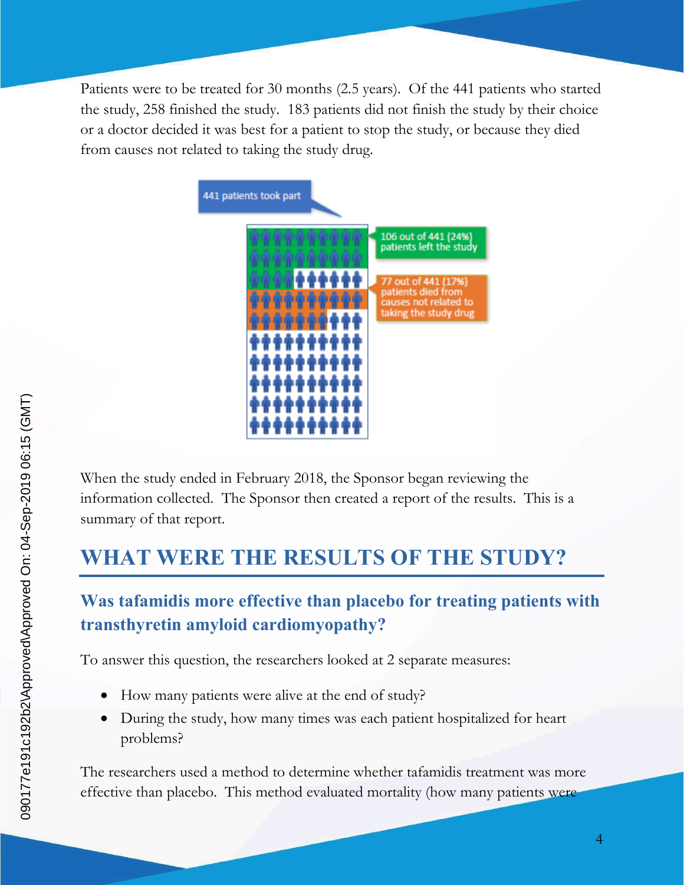Patients were to be treated for 30 months (2.5 years). Of the 441 patients who started the study, 258 finished the study. 183 patients did not finish the study by their choice or a doctor decided it was best for a patient to stop the study, or because they died from causes not related to taking the study drug.

441 patients took part

106 out of 441 (24%) patients left the study

77 out of 441 (17%) patients died from causes not related to taking the study drug

When the study ended in February 2018, the Sponsor began reviewing the information collected. The Sponsor then created a report of the results. This is a summary of that report.

# WHAT WERE THE RESULTS OF THE STUDY?

## Was tafamidis more effective than placebo for treating patients with transthyretin amyloid cardiomyopathy?

To answer this question, the researchers looked at 2 separate measures:

- How many patients were alive at the end of study?
- During the study, how many times was each patient hospitalized for heart problems?

The researchers used a method to determine whether tafamidis treatment was more effective than placebo. This method evaluated mortality (how many patients were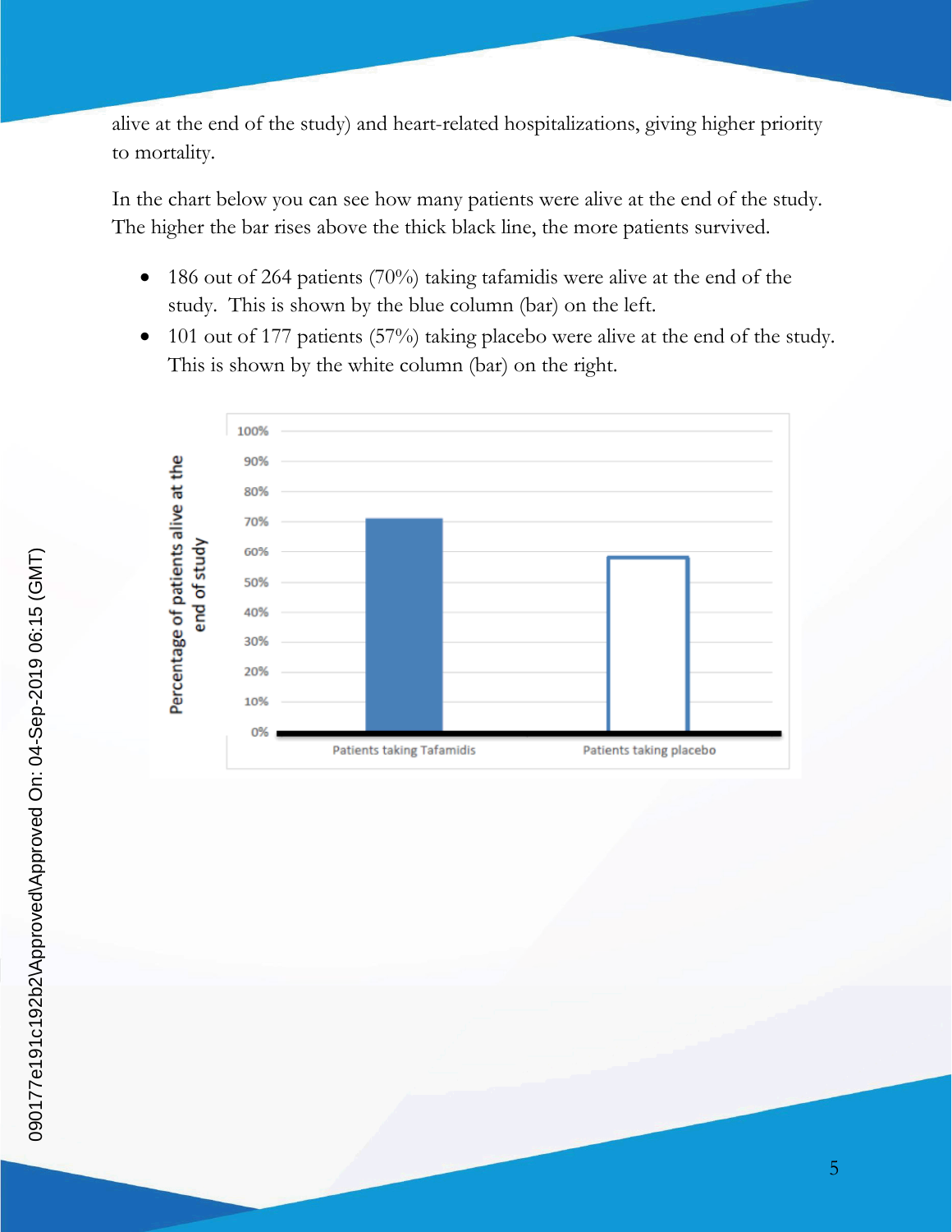alive at the end of the study) and heart-related hospitalizations, giving higher priority to mortality.

In the chart below you can see how many patients were alive at the end of the study. The higher the bar rises above the thick black line, the more patients survived.

- 186 out of 264 patients (70%) taking tafamidis were alive at the end of the study. This is shown by the blue column (bar) on the left.
- 101 out of 177 patients (57%) taking placebo were alive at the end of the study. This is shown by the white column (bar) on the right.

Percentage of patients alive at the end of study

100%
90%
80%
70%
60%
50%
40%
30%
20%
10%
0%

Patients taking Tafamidis | Patients taking placebo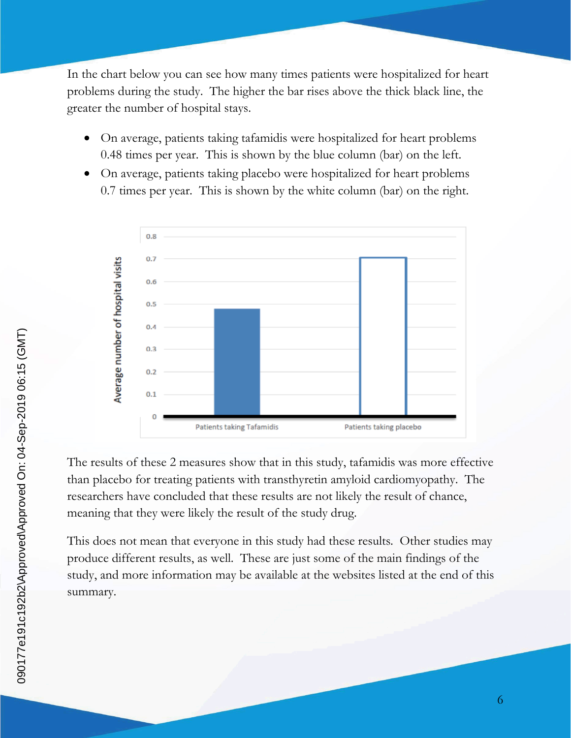In the chart below you can see how many times patients were hospitalized for heart problems during the study. The higher the bar rises above the thick black line, the greater the number of hospital stays.

- On average, patients taking tafamidis were hospitalized for heart problems 0.48 times per year. This is shown by the blue column (bar) on the left.
- On average, patients taking placebo were hospitalized for heart problems 0.7 times per year. This is shown by the white column (bar) on the right.

| | Average number of hospital visits |
|---|---|
| Patients taking Tafamidis | 0.48 |
| Patients taking placebo | 0.7 |

The results of these 2 measures show that in this study, tafamidis was more effective than placebo for treating patients with transthyretin amyloid cardiomyopathy. The researchers have concluded that these results are not likely the result of chance, meaning that they were likely the result of the study drug.

This does not mean that everyone in this study had these results. Other studies may produce different results, as well. These are just some of the main findings of the study, and more information may be available at the websites listed at the end of this summary.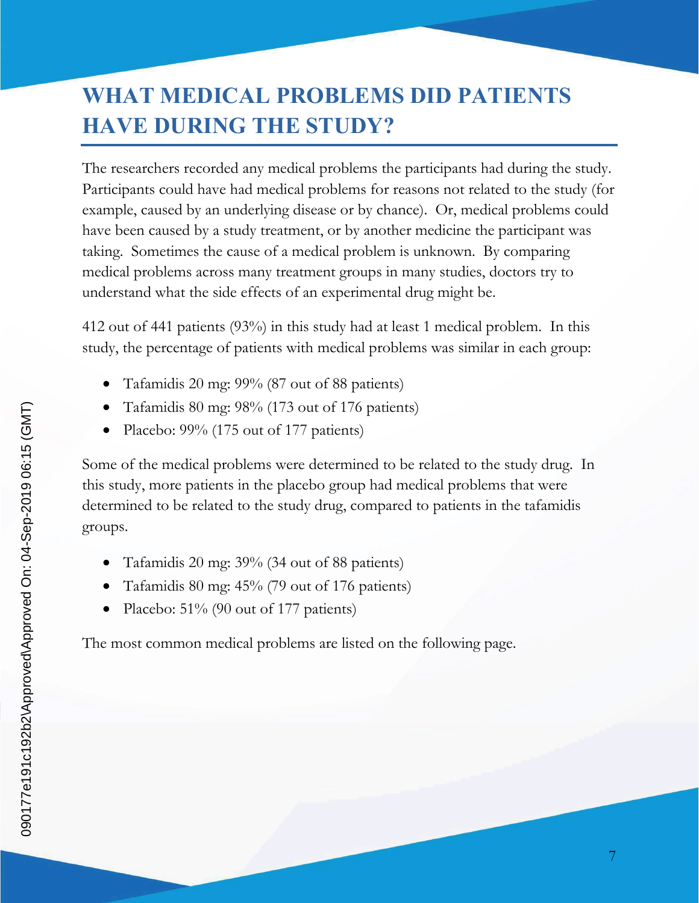# WHAT MEDICAL PROBLEMS DID PATIENTS HAVE DURING THE STUDY?

The researchers recorded any medical problems the participants had during the study. Participants could have had medical problems for reasons not related to the study (for example, caused by an underlying disease or by chance). Or, medical problems could have been caused by a study treatment, or by another medicine the participant was taking. Sometimes the cause of a medical problem is unknown. By comparing medical problems across many treatment groups in many studies, doctors try to understand what the side effects of an experimental drug might be.

412 out of 441 patients (93%) in this study had at least 1 medical problem. In this study, the percentage of patients with medical problems was similar in each group:

- Tafamidis 20 mg: 99% (87 out of 88 patients)
- Tafamidis 80 mg: 98% (173 out of 176 patients)
- Placebo: 99% (175 out of 177 patients)

Some of the medical problems were determined to be related to the study drug. In this study, more patients in the placebo group had medical problems that were determined to be related to the study drug, compared to patients in the tafamidis groups.

- Tafamidis 20 mg: 39% (34 out of 88 patients)
- Tafamidis 80 mg: 45% (79 out of 176 patients)
- Placebo: 51% (90 out of 177 patients)

The most common medical problems are listed on the following page.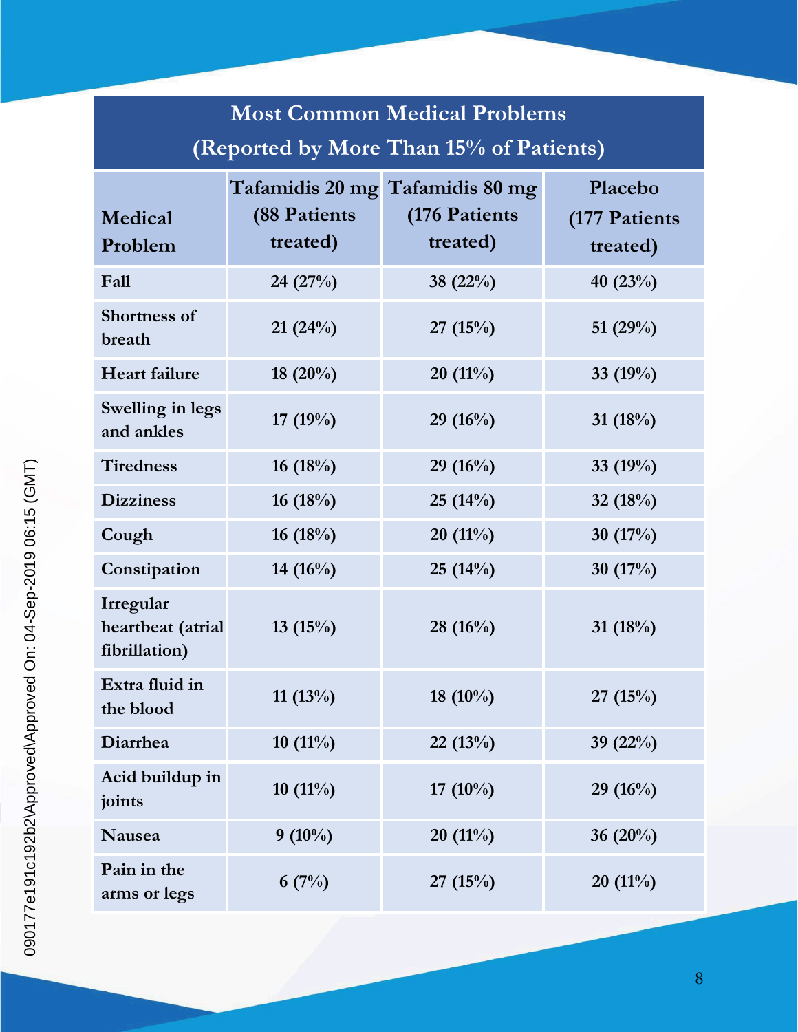| Most Common Medical Problems (Reported by More Than 15% of Patients) | | | |
|---|---|---|---|
| **Medical Problem** | **Tafamidis 20 mg (88 Patients treated)** | **Tafamidis 80 mg (176 Patients treated)** | **Placebo (177 Patients treated)** |
| Fall | 24 (27%) | 38 (22%) | 40 (23%) |
| Shortness of breath | 21 (24%) | 27 (15%) | 51 (29%) |
| Heart failure | 18 (20%) | 20 (11%) | 33 (19%) |
| Swelling in legs and ankles | 17 (19%) | 29 (16%) | 31 (18%) |
| Tiredness | 16 (18%) | 29 (16%) | 33 (19%) |
| Dizziness | 16 (18%) | 25 (14%) | 32 (18%) |
| Cough | 16 (18%) | 20 (11%) | 30 (17%) |
| Constipation | 14 (16%) | 25 (14%) | 30 (17%) |
| Irregular heartbeat (atrial fibrillation) | 13 (15%) | 28 (16%) | 31 (18%) |
| Extra fluid in the blood | 11 (13%) | 18 (10%) | 27 (15%) |
| Diarrhea | 10 (11%) | 22 (13%) | 39 (22%) |
| Acid buildup in joints | 10 (11%) | 17 (10%) | 29 (16%) |
| Nausea | 9 (10%) | 20 (11%) | 36 (20%) |
| Pain in the arms or legs | 6 (7%) | 27 (15%) | 20 (11%) |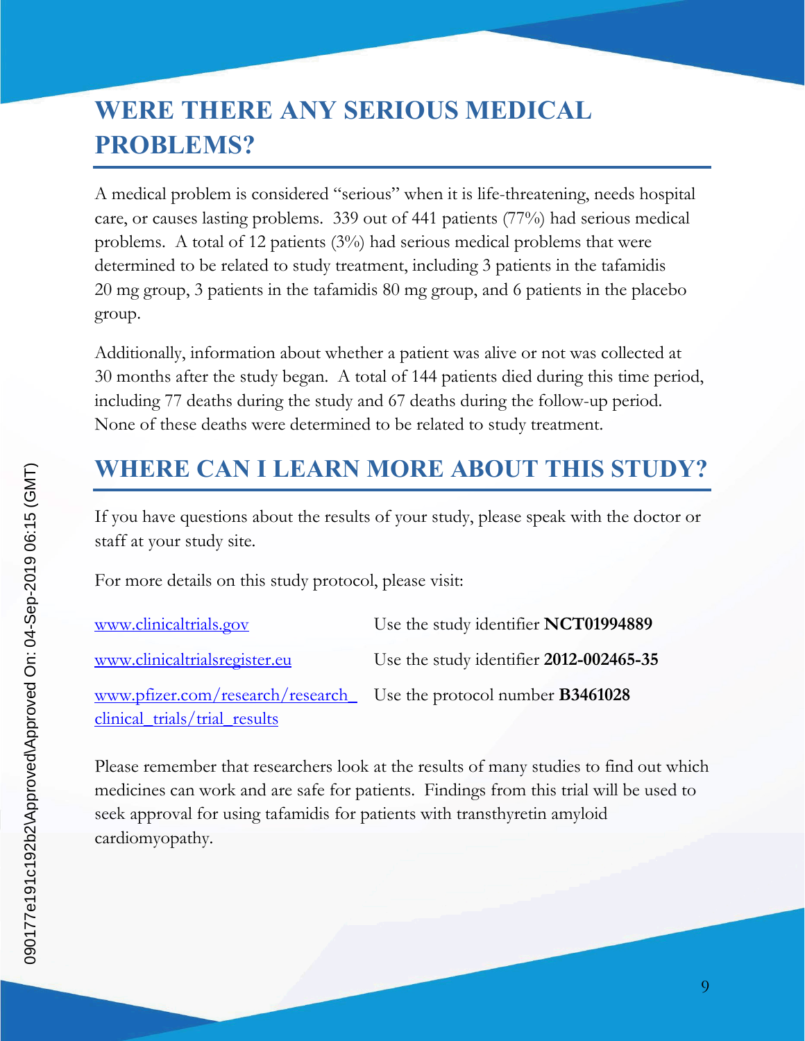## WERE THERE ANY SERIOUS MEDICAL PROBLEMS?

A medical problem is considered "serious" when it is life-threatening, needs hospital care, or causes lasting problems. 339 out of 441 patients (77%) had serious medical problems. A total of 12 patients (3%) had serious medical problems that were determined to be related to study treatment, including 3 patients in the tafamidis 20 mg group, 3 patients in the tafamidis 80 mg group, and 6 patients in the placebo group.

Additionally, information about whether a patient was alive or not was collected at 30 months after the study began. A total of 144 patients died during this time period, including 77 deaths during the study and 67 deaths during the follow-up period. None of these deaths were determined to be related to study treatment.

## WHERE CAN I LEARN MORE ABOUT THIS STUDY?

If you have questions about the results of your study, please speak with the doctor or staff at your study site.

For more details on this study protocol, please visit:

| | |
|---|---|
| www.clinicaltrials.gov | Use the study identifier **NCT01994889** |
| www.clinicaltrialsregister.eu | Use the study identifier **2012-002465-35** |
| www.pfizer.com/research/research_clinical_trials/trial_results | Use the protocol number **B3461028** |

Please remember that researchers look at the results of many studies to find out which medicines can work and are safe for patients. Findings from this trial will be used to seek approval for using tafamidis for patients with transthyretin amyloid cardiomyopathy.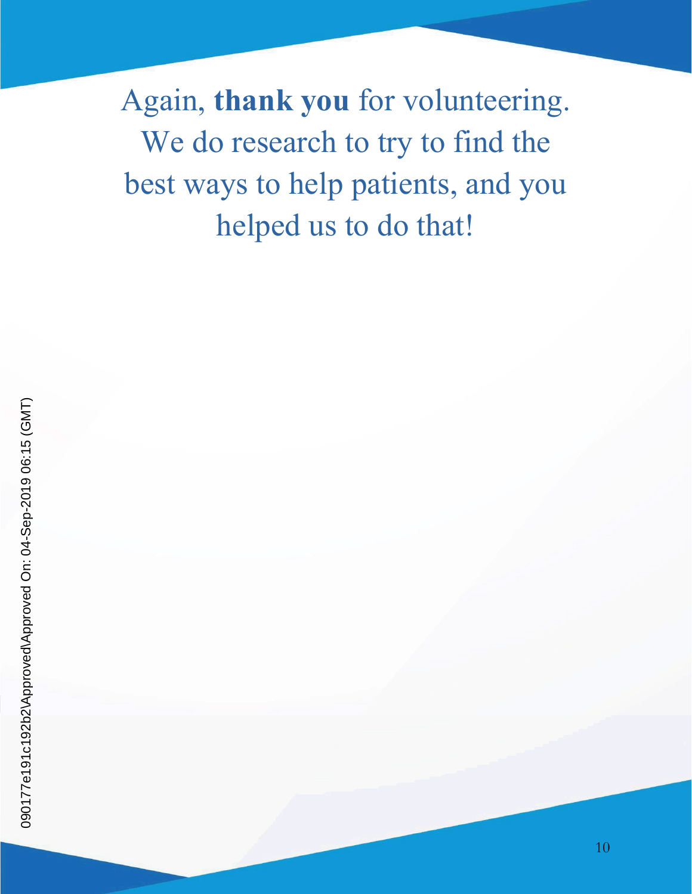Again, **thank you** for volunteering. We do research to try to find the best ways to help patients, and you helped us to do that!